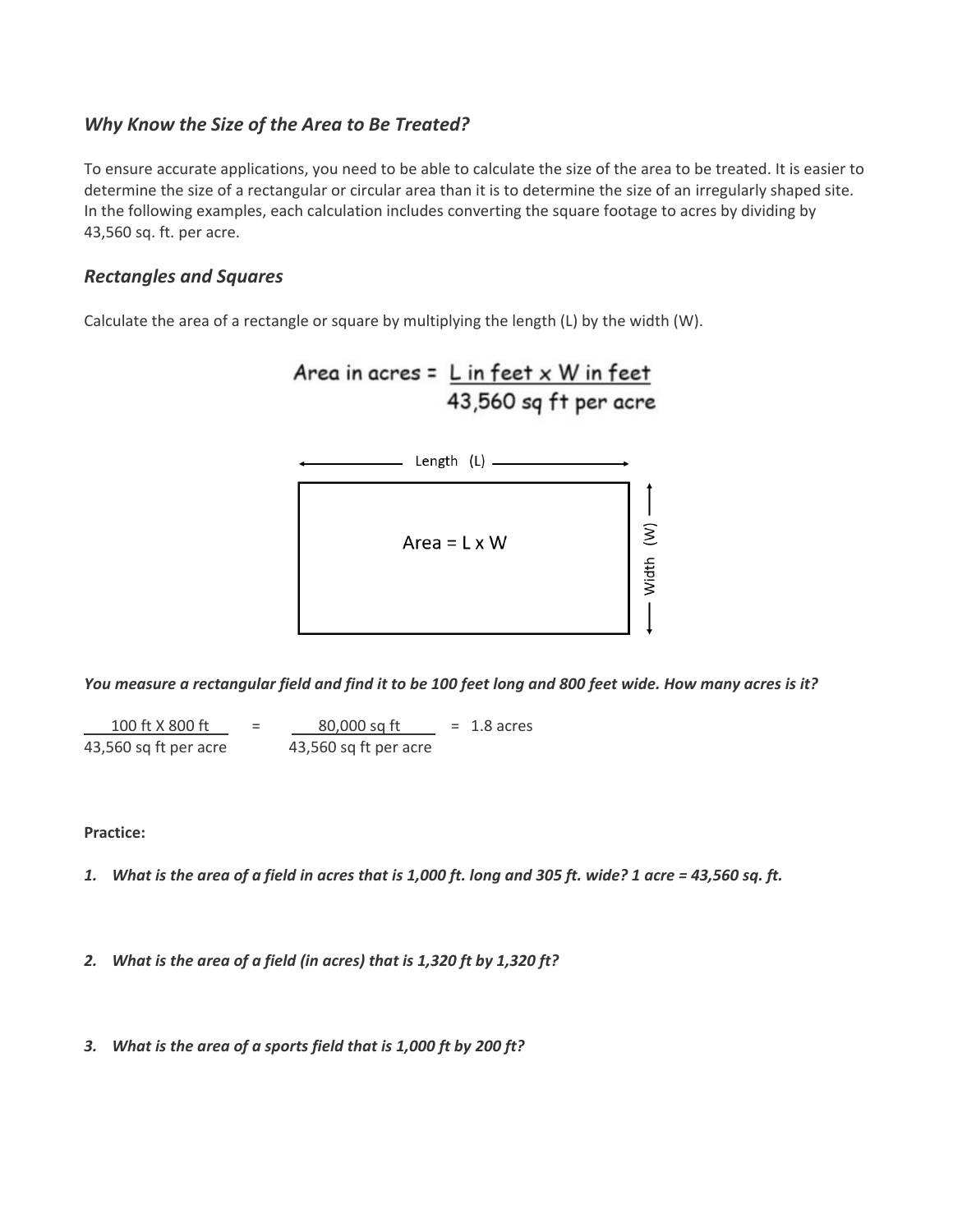### *Why Know the Size of the Area to Be Treated?*

To ensure accurate applications, you need to be able to calculate the size of the area to be treated. It is easier to determine the size of a rectangular or circular area than it is to determine the size of an irregularly shaped site. In the following examples, each calculation includes converting the square footage to acres by dividing by 43,560 sq. ft. per acre.

### *Rectangles and Squares*

Calculate the area of a rectangle or square by multiplying the length (L) by the width (W).

$$\text{Area in acres} = \frac{\text{L in feet} \times \text{W in feet}}{\text{43,560 sq ft per acre}}$$

Length (L)

Area = L x W

Width (W)

***You measure a rectangular field and find it to be 100 feet long and 800 feet wide. How many acres is it?***

$$\frac{\text{100 ft X 800 ft}}{\text{43,560 sq ft per acre}} = \frac{\text{80,000 sq ft}}{\text{43,560 sq ft per acre}} = \text{1.8 acres}$$

**Practice:**

1. ***What is the area of a field in acres that is 1,000 ft. long and 305 ft. wide? 1 acre = 43,560 sq. ft.***

2. ***What is the area of a field (in acres) that is 1,320 ft by 1,320 ft?***

3. ***What is the area of a sports field that is 1,000 ft by 200 ft?***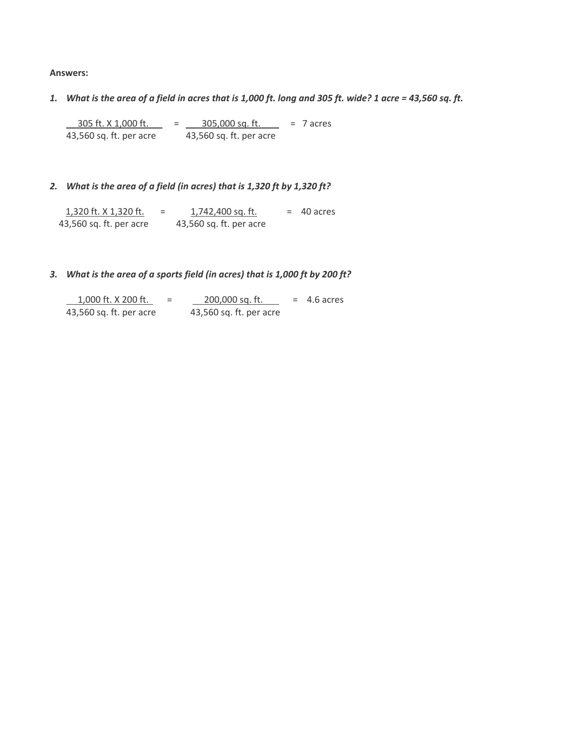**Answers:**

1. ***What is the area of a field in acres that is 1,000 ft. long and 305 ft. wide? 1 acre = 43,560 sq. ft.***

$$\frac{\text{305 ft. X 1,000 ft.}}{\text{43,560 sq. ft. per acre}} = \frac{\text{305,000 sq. ft.}}{\text{43,560 sq. ft. per acre}} = \text{7 acres}$$

2. ***What is the area of a field (in acres) that is 1,320 ft by 1,320 ft?***

$$\frac{\text{1,320 ft. X 1,320 ft.}}{\text{43,560 sq. ft. per acre}} = \frac{\text{1,742,400 sq. ft.}}{\text{43,560 sq. ft. per acre}} = \text{40 acres}$$

3. ***What is the area of a sports field (in acres) that is 1,000 ft by 200 ft?***

$$\frac{\text{1,000 ft. X 200 ft.}}{\text{43,560 sq. ft. per acre}} = \frac{\text{200,000 sq. ft.}}{\text{43,560 sq. ft. per acre}} = \text{4.6 acres}$$